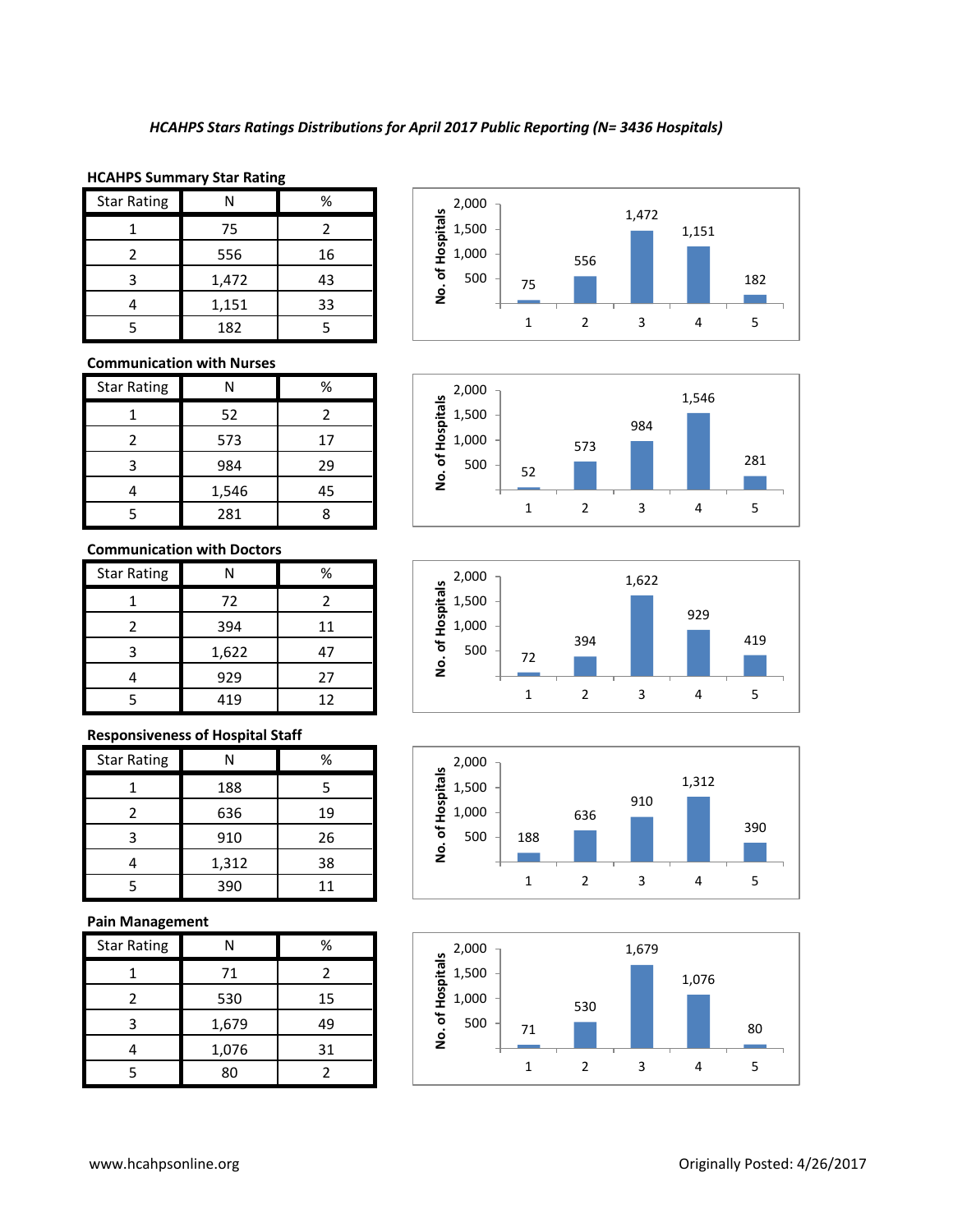*HCAHPS Stars Ratings Distributions for April 2017 Public Reporting (N= 3436 Hospitals)*

**HCAHPS Summary Star Rating**

| Star Rating | N | % |
|---|---|---|
| 1 | 75 | 2 |
| 2 | 556 | 16 |
| 3 | 1,472 | 43 |
| 4 | 1,151 | 33 |
| 5 | 182 | 5 |

**Communication with Nurses**

| Star Rating | N | % |
|---|---|---|
| 1 | 52 | 2 |
| 2 | 573 | 17 |
| 3 | 984 | 29 |
| 4 | 1,546 | 45 |
| 5 | 281 | 8 |

**Communication with Doctors**

| Star Rating | N | % |
|---|---|---|
| 1 | 72 | 2 |
| 2 | 394 | 11 |
| 3 | 1,622 | 47 |
| 4 | 929 | 27 |
| 5 | 419 | 12 |

**Responsiveness of Hospital Staff**

| Star Rating | N | % |
|---|---|---|
| 1 | 188 | 5 |
| 2 | 636 | 19 |
| 3 | 910 | 26 |
| 4 | 1,312 | 38 |
| 5 | 390 | 11 |

**Pain Management**

| Star Rating | N | % |
|---|---|---|
| 1 | 71 | 2 |
| 2 | 530 | 15 |
| 3 | 1,679 | 49 |
| 4 | 1,076 | 31 |
| 5 | 80 | 2 |

www.hcahpsonline.org

Originally Posted: 4/26/2017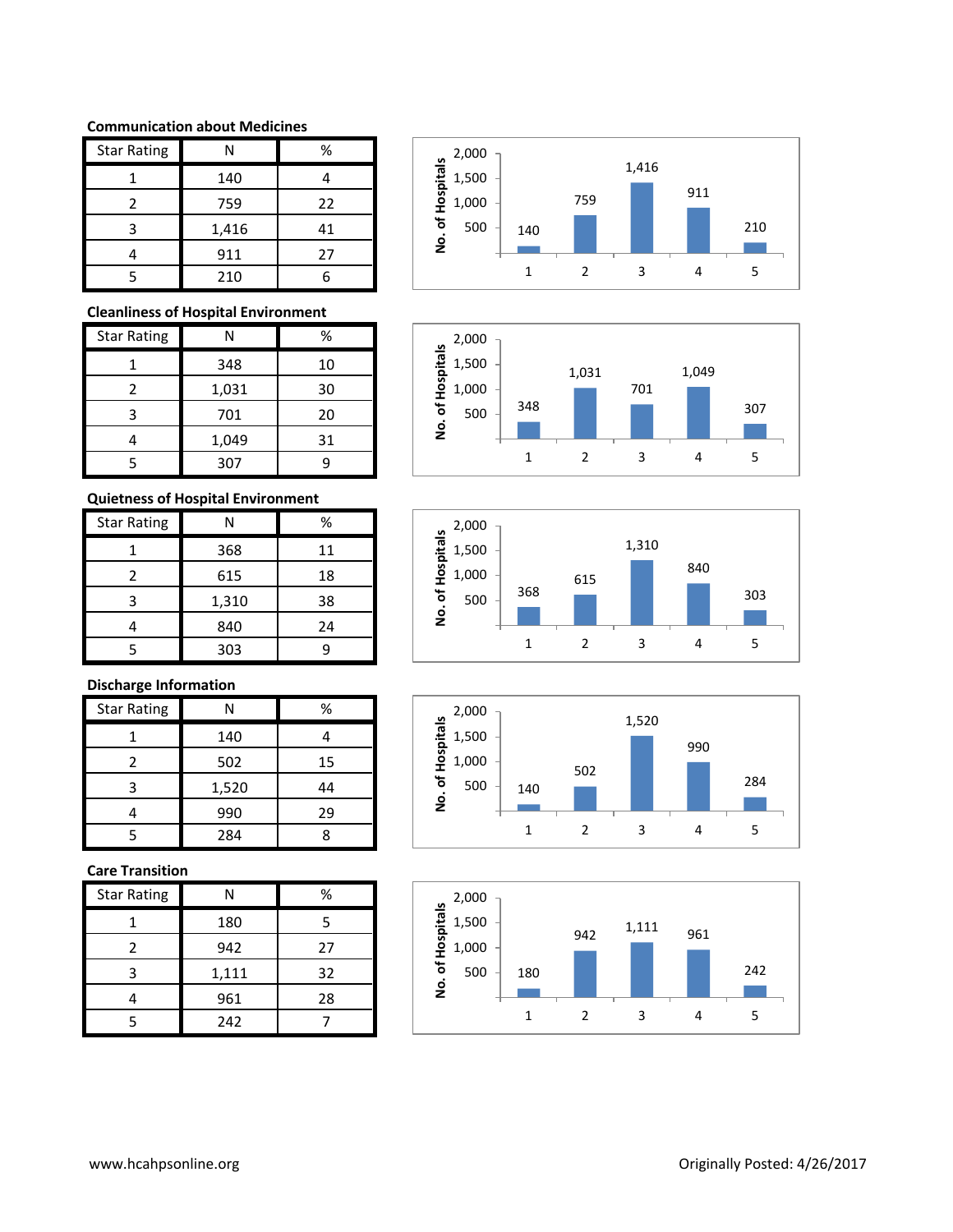### Communication about Medicines

| Star Rating | N | % |
|---|---|---|
| 1 | 140 | 4 |
| 2 | 759 | 22 |
| 3 | 1,416 | 41 |
| 4 | 911 | 27 |
| 5 | 210 | 6 |

### Cleanliness of Hospital Environment

| Star Rating | N | % |
|---|---|---|
| 1 | 348 | 10 |
| 2 | 1,031 | 30 |
| 3 | 701 | 20 |
| 4 | 1,049 | 31 |
| 5 | 307 | 9 |

### Quietness of Hospital Environment

| Star Rating | N | % |
|---|---|---|
| 1 | 368 | 11 |
| 2 | 615 | 18 |
| 3 | 1,310 | 38 |
| 4 | 840 | 24 |
| 5 | 303 | 9 |

### Discharge Information

| Star Rating | N | % |
|---|---|---|
| 1 | 140 | 4 |
| 2 | 502 | 15 |
| 3 | 1,520 | 44 |
| 4 | 990 | 29 |
| 5 | 284 | 8 |

### Care Transition

| Star Rating | N | % |
|---|---|---|
| 1 | 180 | 5 |
| 2 | 942 | 27 |
| 3 | 1,111 | 32 |
| 4 | 961 | 28 |
| 5 | 242 | 7 |

www.hcahpsonline.org

Originally Posted: 4/26/2017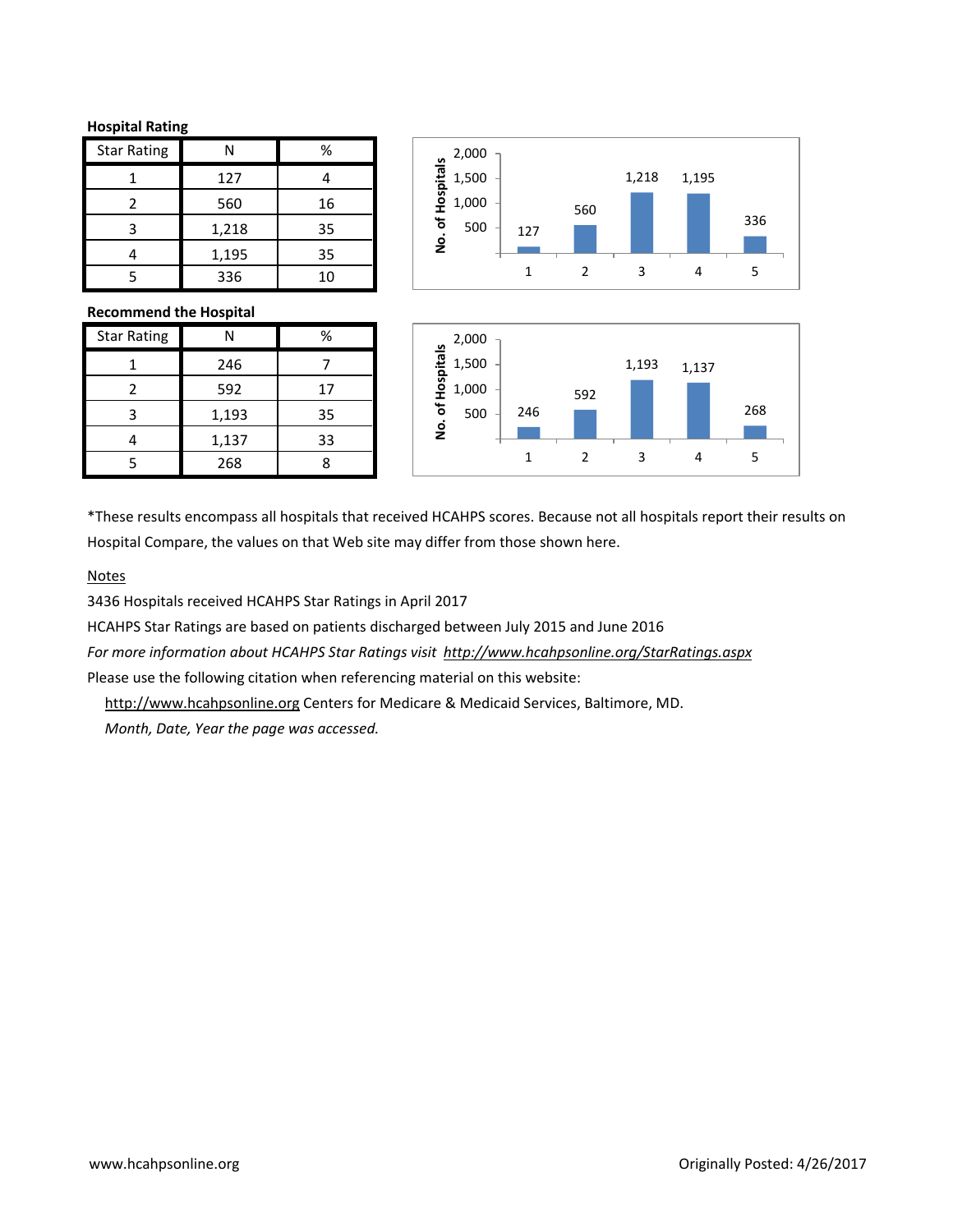**Hospital Rating**

| Star Rating | N | % |
|---|---|---|
| 1 | 127 | 4 |
| 2 | 560 | 16 |
| 3 | 1,218 | 35 |
| 4 | 1,195 | 35 |
| 5 | 336 | 10 |

No. of Hospitals

2,000
1,500
1,000
500

127
560
1,218
1,195
336

1
2
3
4
5

**Recommend the Hospital**

| Star Rating | N | % |
|---|---|---|
| 1 | 246 | 7 |
| 2 | 592 | 17 |
| 3 | 1,193 | 35 |
| 4 | 1,137 | 33 |
| 5 | 268 | 8 |

No. of Hospitals

2,000
1,500
1,000
500

246
592
1,193
1,137
268

1
2
3
4
5

*These results encompass all hospitals that received HCAHPS scores. Because not all hospitals report their results on Hospital Compare, the values on that Web site may differ from those shown here.

Notes

3436 Hospitals received HCAHPS Star Ratings in April 2017

HCAHPS Star Ratings are based on patients discharged between July 2015 and June 2016

*For more information about HCAHPS Star Ratings visit http://www.hcahpsonline.org/StarRatings.aspx*

Please use the following citation when referencing material on this website:

http://www.hcahpsonline.org Centers for Medicare & Medicaid Services, Baltimore, MD.
*Month, Date, Year the page was accessed.*

www.hcahpsonline.org

Originally Posted: 4/26/2017